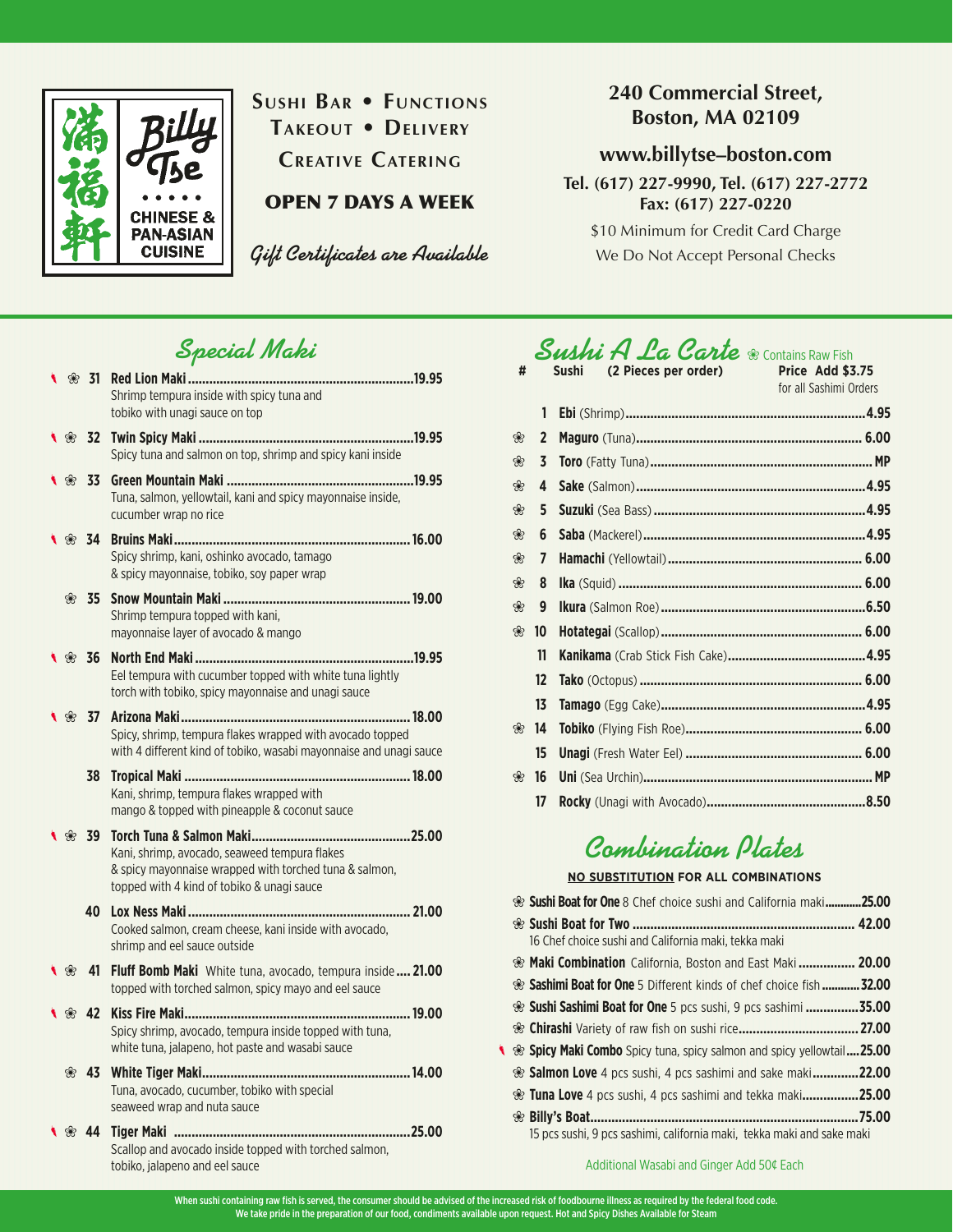滿福軒

**Billy Tse**

CHINESE & PAN-ASIAN CUISINE

**SUSHI BAR • FUNCTIONS**
**TAKEOUT • DELIVERY**
**CREATIVE CATERING**

**OPEN 7 DAYS A WEEK**

*Gift Certificates are Available*

**240 Commercial Street, Boston, MA 02109**

**www.billytse–boston.com**

**Tel. (617) 227-9990, Tel. (617) 227-2772**
**Fax: (617) 227-0220**

$10 Minimum for Credit Card Charge
We Do Not Accept Personal Checks

## Special Maki

- **31 Red Lion Maki** ..... 19.95
  Shrimp tempura inside with spicy tuna and tobiko with unagi sauce on top
- **32 Twin Spicy Maki** ..... 19.95
  Spicy tuna and salmon on top, shrimp and spicy kani inside
- **33 Green Mountain Maki** ..... 19.95
  Tuna, salmon, yellowtail, kani and spicy mayonnaise inside, cucumber wrap no rice
- **34 Bruins Maki** ..... 16.00
  Spicy shrimp, kani, oshinko avocado, tamago & spicy mayonnaise, tobiko, soy paper wrap
- **35 Snow Mountain Maki** ..... 19.00
  Shrimp tempura topped with kani, mayonnaise layer of avocado & mango
- **36 North End Maki** ..... 19.95
  Eel tempura with cucumber topped with white tuna lightly torch with tobiko, spicy mayonnaise and unagi sauce
- **37 Arizona Maki** ..... 18.00
  Spicy, shrimp, tempura flakes wrapped with avocado topped with 4 different kind of tobiko, wasabi mayonnaise and unagi sauce
- **38 Tropical Maki** ..... 18.00
  Kani, shrimp, tempura flakes wrapped with mango & topped with pineapple & coconut sauce
- **39 Torch Tuna & Salmon Maki** ..... 25.00
  Kani, shrimp, avocado, seaweed tempura flakes & spicy mayonnaise wrapped with torched tuna & salmon, topped with 4 kind of tobiko & unagi sauce
- **40 Lox Ness Maki** ..... 21.00
  Cooked salmon, cream cheese, kani inside with avocado, shrimp and eel sauce outside
- **41 Fluff Bomb Maki** White tuna, avocado, tempura inside ..... 21.00
  topped with torched salmon, spicy mayo and eel sauce
- **42 Kiss Fire Maki** ..... 19.00
  Spicy shrimp, avocado, tempura inside topped with tuna, white tuna, jalapeno, hot paste and wasabi sauce
- **43 White Tiger Maki** ..... 14.00
  Tuna, avocado, cucumber, tobiko with special seaweed wrap and nuta sauce
- **44 Tiger Maki** ..... 25.00
  Scallop and avocado inside topped with torched salmon, tobiko, jalapeno and eel sauce

## Sushi A La Carte

❀ Contains Raw Fish

| # | Sushi (2 Pieces per order) | Price Add $3.75 for all Sashimi Orders |
|---|---|---|
| 1 | **Ebi** (Shrimp) | 4.95 |
| 2 | **Maguro** (Tuna) | 6.00 |
| 3 | **Toro** (Fatty Tuna) | MP |
| 4 | **Sake** (Salmon) | 4.95 |
| 5 | **Suzuki** (Sea Bass) | 4.95 |
| 6 | **Saba** (Mackerel) | 4.95 |
| 7 | **Hamachi** (Yellowtail) | 6.00 |
| 8 | **Ika** (Squid) | 6.00 |
| 9 | **Ikura** (Salmon Roe) | 6.50 |
| 10 | **Hotategai** (Scallop) | 6.00 |
| 11 | **Kanikama** (Crab Stick Fish Cake) | 4.95 |
| 12 | **Tako** (Octopus) | 6.00 |
| 13 | **Tamago** (Egg Cake) | 4.95 |
| 14 | **Tobiko** (Flying Fish Roe) | 6.00 |
| 15 | **Unagi** (Fresh Water Eel) | 6.00 |
| 16 | **Uni** (Sea Urchin) | MP |
| 17 | **Rocky** (Unagi with Avocado) | 8.50 |

## Combination Plates

**NO SUBSTITUTION FOR ALL COMBINATIONS**

- **Sushi Boat for One** 8 Chef choice sushi and California maki ..... 25.00
- **Sushi Boat for Two** ..... 42.00
  16 Chef choice sushi and California maki, tekka maki
- **Maki Combination** California, Boston and East Maki ..... 20.00
- **Sashimi Boat for One** 5 Different kinds of chef choice fish ..... 32.00
- **Sushi Sashimi Boat for One** 5 pcs sushi, 9 pcs sashimi ..... 35.00
- **Chirashi** Variety of raw fish on sushi rice ..... 27.00
- **Spicy Maki Combo** Spicy tuna, spicy salmon and spicy yellowtail ..... 25.00
- **Salmon Love** 4 pcs sushi, 4 pcs sashimi and sake maki ..... 22.00
- **Tuna Love** 4 pcs sushi, 4 pcs sashimi and tekka maki ..... 25.00
- **Billy's Boat** ..... 75.00
  15 pcs sushi, 9 pcs sashimi, california maki, tekka maki and sake maki

Additional Wasabi and Ginger Add 50¢ Each

When sushi containing raw fish is served, the consumer should be advised of the increased risk of foodbourne illness as required by the federal food code.
We take pride in the preparation of our food, condiments available upon request. Hot and Spicy Dishes Available for Steam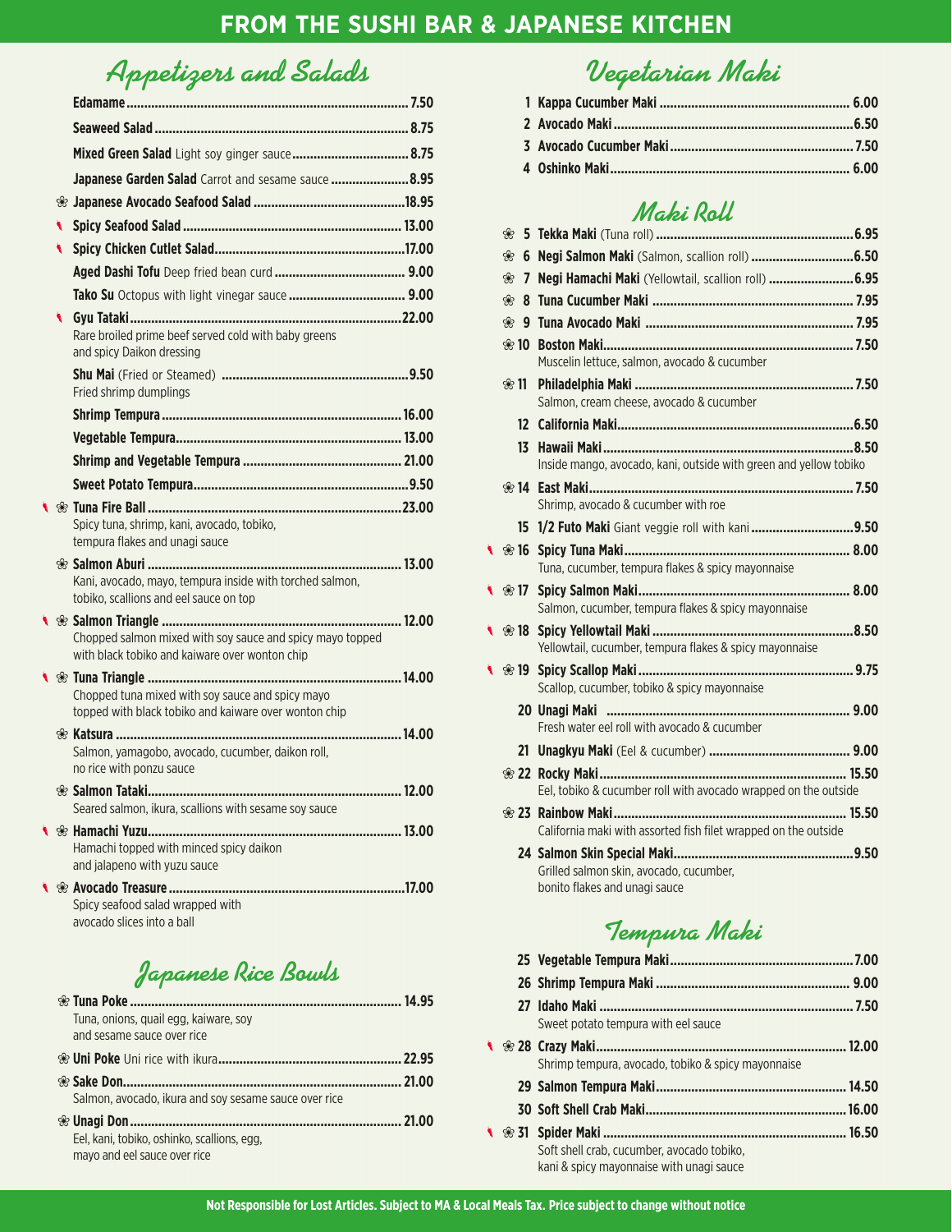# FROM THE SUSHI BAR & JAPANESE KITCHEN

## Appetizers and Salads

- **Edamame** ... 7.50
- **Seaweed Salad** ... 8.75
- **Mixed Green Salad** Light soy ginger sauce ... 8.75
- **Japanese Garden Salad** Carrot and sesame sauce ... 8.95
- ❀ **Japanese Avocado Seafood Salad** ... 18.95
- 🌶 **Spicy Seafood Salad** ... 13.00
- 🌶 **Spicy Chicken Cutlet Salad** ... 17.00
- **Aged Dashi Tofu** Deep fried bean curd ... 9.00
- **Tako Su** Octopus with light vinegar sauce ... 9.00
- 🌶 **Gyu Tataki** ... 22.00
  Rare broiled prime beef served cold with baby greens and spicy Daikon dressing
- **Shu Mai** (Fried or Steamed) ... 9.50
  Fried shrimp dumplings
- **Shrimp Tempura** ... 16.00
- **Vegetable Tempura** ... 13.00
- **Shrimp and Vegetable Tempura** ... 21.00
- **Sweet Potato Tempura** ... 9.50
- 🌶 ❀ **Tuna Fire Ball** ... 23.00
  Spicy tuna, shrimp, kani, avocado, tobiko, tempura flakes and unagi sauce
- ❀ **Salmon Aburi** ... 13.00
  Kani, avocado, mayo, tempura inside with torched salmon, tobiko, scallions and eel sauce on top
- 🌶 ❀ **Salmon Triangle** ... 12.00
  Chopped salmon mixed with soy sauce and spicy mayo topped with black tobiko and kaiware over wonton chip
- 🌶 ❀ **Tuna Triangle** ... 14.00
  Chopped tuna mixed with soy sauce and spicy mayo topped with black tobiko and kaiware over wonton chip
- ❀ **Katsura** ... 14.00
  Salmon, yamagobo, avocado, cucumber, daikon roll, no rice with ponzu sauce
- ❀ **Salmon Tataki** ... 12.00
  Seared salmon, ikura, scallions with sesame soy sauce
- 🌶 ❀ **Hamachi Yuzu** ... 13.00
  Hamachi topped with minced spicy daikon and jalapeno with yuzu sauce
- 🌶 ❀ **Avocado Treasure** ... 17.00
  Spicy seafood salad wrapped with avocado slices into a ball

## Japanese Rice Bowls

- ❀ **Tuna Poke** ... 14.95
  Tuna, onions, quail egg, kaiware, soy and sesame sauce over rice
- ❀ **Uni Poke** Uni rice with ikura ... 22.95
- ❀ **Sake Don** ... 21.00
  Salmon, avocado, ikura and soy sesame sauce over rice
- ❀ **Unagi Don** ... 21.00
  Eel, kani, tobiko, oshinko, scallions, egg, mayo and eel sauce over rice

## Vegetarian Maki

1. **Kappa Cucumber Maki** ... 6.00
2. **Avocado Maki** ... 6.50
3. **Avocado Cucumber Maki** ... 7.50
4. **Oshinko Maki** ... 6.00

## Maki Roll

- ❀ 5 **Tekka Maki** (Tuna roll) ... 6.95
- ❀ 6 **Negi Salmon Maki** (Salmon, scallion roll) ... 6.50
- ❀ 7 **Negi Hamachi Maki** (Yellowtail, scallion roll) ... 6.95
- ❀ 8 **Tuna Cucumber Maki** ... 7.95
- ❀ 9 **Tuna Avocado Maki** ... 7.95
- ❀ 10 **Boston Maki** ... 7.50
  Muscelin lettuce, salmon, avocado & cucumber
- ❀ 11 **Philadelphia Maki** ... 7.50
  Salmon, cream cheese, avocado & cucumber
- 12 **California Maki** ... 6.50
- 13 **Hawaii Maki** ... 8.50
  Inside mango, avocado, kani, outside with green and yellow tobiko
- ❀ 14 **East Maki** ... 7.50
  Shrimp, avocado & cucumber with roe
- 15 **1/2 Futo Maki** Giant veggie roll with kani ... 9.50
- 🌶 ❀ 16 **Spicy Tuna Maki** ... 8.00
  Tuna, cucumber, tempura flakes & spicy mayonnaise
- 🌶 ❀ 17 **Spicy Salmon Maki** ... 8.00
  Salmon, cucumber, tempura flakes & spicy mayonnaise
- 🌶 ❀ 18 **Spicy Yellowtail Maki** ... 8.50
  Yellowtail, cucumber, tempura flakes & spicy mayonnaise
- 🌶 ❀ 19 **Spicy Scallop Maki** ... 9.75
  Scallop, cucumber, tobiko & spicy mayonnaise
- 20 **Unagi Maki** ... 9.00
  Fresh water eel roll with avocado & cucumber
- 21 **Unagkyu Maki** (Eel & cucumber) ... 9.00
- ❀ 22 **Rocky Maki** ... 15.50
  Eel, tobiko & cucumber roll with avocado wrapped on the outside
- ❀ 23 **Rainbow Maki** ... 15.50
  California maki with assorted fish filet wrapped on the outside
- 24 **Salmon Skin Special Maki** ... 9.50
  Grilled salmon skin, avocado, cucumber, bonito flakes and unagi sauce

## Tempura Maki

- 25 **Vegetable Tempura Maki** ... 7.00
- 26 **Shrimp Tempura Maki** ... 9.00
- 27 **Idaho Maki** ... 7.50
  Sweet potato tempura with eel sauce
- 🌶 ❀ 28 **Crazy Maki** ... 12.00
  Shrimp tempura, avocado, tobiko & spicy mayonnaise
- 29 **Salmon Tempura Maki** ... 14.50
- 30 **Soft Shell Crab Maki** ... 16.00
- 🌶 ❀ 31 **Spider Maki** ... 16.50
  Soft shell crab, cucumber, avocado tobiko, kani & spicy mayonnaise with unagi sauce

**Not Responsible for Lost Articles. Subject to MA & Local Meals Tax. Price subject to change without notice**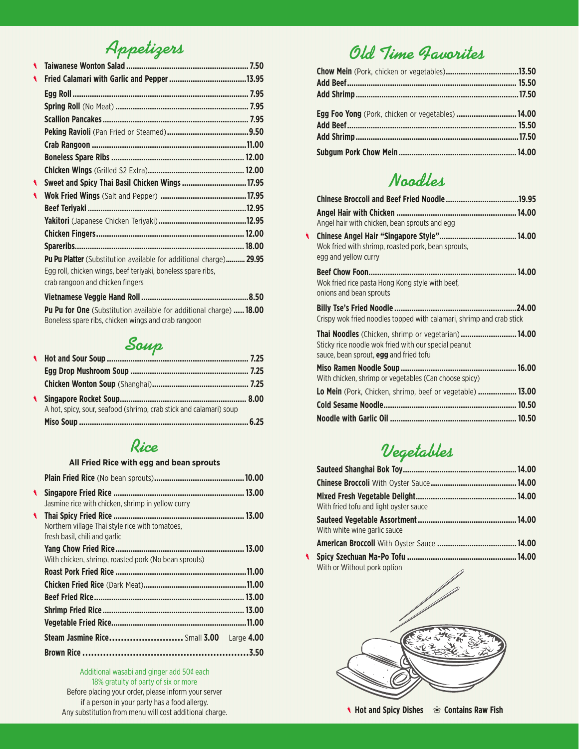## Appetizers

- 🌶 **Taiwanese Wonton Salad** ........ 7.50
- 🌶 **Fried Calamari with Garlic and Pepper** ........ 13.95
- **Egg Roll** ........ 7.95
- **Spring Roll** (No Meat) ........ 7.95
- **Scallion Pancakes** ........ 7.95
- **Peking Ravioli** (Pan Fried or Steamed) ........ 9.50
- **Crab Rangoon** ........ 11.00
- **Boneless Spare Ribs** ........ 12.00
- **Chicken Wings** (Grilled $2 Extra) ........ 12.00
- 🌶 **Sweet and Spicy Thai Basil Chicken Wings** ........ 17.95
- 🌶 **Wok Fried Wings** (Salt and Pepper) ........ 17.95
- **Beef Teriyaki** ........ 12.95
- **Yakitori** (Japanese Chicken Teriyaki) ........ 12.95
- **Chicken Fingers** ........ 12.00
- **Spareribs** ........ 18.00
- **Pu Pu Platter** (Substitution available for additional charge) ........ 29.95
  Egg roll, chicken wings, beef teriyaki, boneless spare ribs, crab rangoon and chicken fingers
- **Vietnamese Veggie Hand Roll** ........ 8.50
- **Pu Pu for One** (Substitution available for additional charge) ........ 18.00
  Boneless spare ribs, chicken wings and crab rangoon

## Soup

- 🌶 **Hot and Sour Soup** ........ 7.25
- **Egg Drop Mushroom Soup** ........ 7.25
- **Chicken Wonton Soup** (Shanghai) ........ 7.25
- 🌶 **Singapore Rocket Soup** ........ 8.00
  A hot, spicy, sour, seafood (shrimp, crab stick and calamari) soup
- **Miso Soup** ........ 6.25

## Rice

**All Fried Rice with egg and bean sprouts**

- **Plain Fried Rice** (No bean sprouts) ........ 10.00
- 🌶 **Singapore Fried Rice** ........ 13.00
  Jasmine rice with chicken, shrimp in yellow curry
- 🌶 **Thai Spicy Fried Rice** ........ 13.00
  Northern village Thai style rice with tomatoes, fresh basil, chili and garlic
- **Yang Chow Fried Rice** ........ 13.00
  With chicken, shrimp, roasted pork (No bean sprouts)
- **Roast Pork Fried Rice** ........ 11.00
- **Chicken Fried Rice** (Dark Meat) ........ 11.00
- **Beef Fried Rice** ........ 13.00
- **Shrimp Fried Rice** ........ 13.00
- **Vegetable Fried Rice** ........ 11.00
- **Steam Jasmine Rice** ........ Small **3.00** Large **4.00**
- **Brown Rice** ........ 3.50

Additional wasabi and ginger add 50¢ each
18% gratuity of party of six or more
Before placing your order, please inform your server if a person in your party has a food allergy.
Any substitution from menu will cost additional charge.

## Old Time Favorites

- **Chow Mein** (Pork, chicken or vegetables) ........ 13.50
- **Add Beef** ........ 15.50
- **Add Shrimp** ........ 17.50
- **Egg Foo Yong** (Pork, chicken or vegetables) ........ 14.00
- **Add Beef** ........ 15.50
- **Add Shrimp** ........ 17.50
- **Subgum Pork Chow Mein** ........ 14.00

## Noodles

- **Chinese Broccoli and Beef Fried Noodle** ........ 19.95
- **Angel Hair with Chicken** ........ 14.00
  Angel hair with chicken, bean sprouts and egg
- 🌶 **Chinese Angel Hair "Singapore Style"** ........ 14.00
  Wok fried with shrimp, roasted pork, bean sprouts, egg and yellow curry
- **Beef Chow Foon** ........ 14.00
  Wok fried rice pasta Hong Kong style with beef, onions and bean sprouts
- **Billy Tse's Fried Noodle** ........ 24.00
  Crispy wok fried noodles topped with calamari, shrimp and crab stick
- **Thai Noodles** (Chicken, shrimp or vegetarian) ........ 14.00
  Sticky rice noodle wok fried with our special peanut sauce, bean sprout, **egg** and fried tofu
- **Miso Ramen Noodle Soup** ........ 16.00
  With chicken, shrimp or vegetables (Can choose spicy)
- **Lo Mein** (Pork, Chicken, shrimp, beef or vegetable) ........ 13.00
- **Cold Sesame Noodle** ........ 10.50
- **Noodle with Garlic Oil** ........ 10.50

## Vegetables

- **Sauteed Shanghai Bok Toy** ........ 14.00
- **Chinese Broccoli** With Oyster Sauce ........ 14.00
- **Mixed Fresh Vegetable Delight** ........ 14.00
  With fried tofu and light oyster sauce
- **Sauteed Vegetable Assortment** ........ 14.00
  With white wine garlic sauce
- **American Broccoli** With Oyster Sauce ........ 14.00
- 🌶 **Spicy Szechuan Ma-Po Tofu** ........ 14.00
  With or Without pork option

🌶 Hot and Spicy Dishes ❀ Contains Raw Fish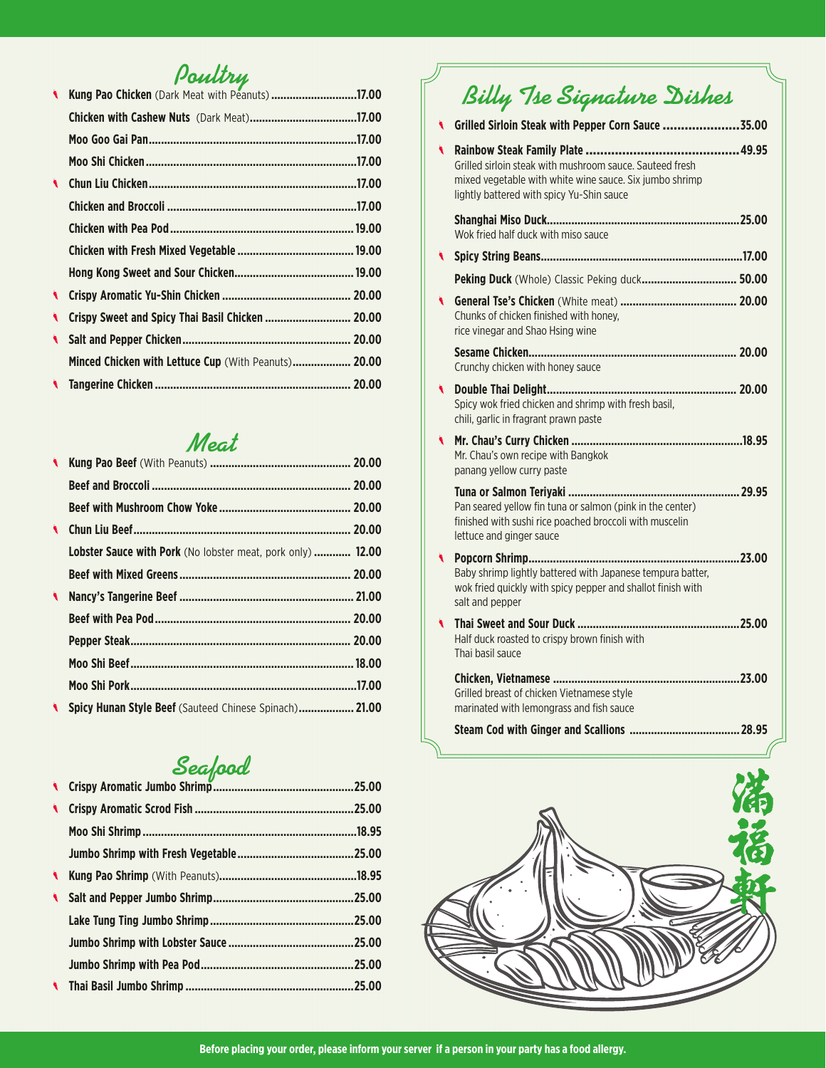## Poultry

- **Kung Pao Chicken** (Dark Meat with Peanuts) ............................17.00
- **Chicken with Cashew Nuts** (Dark Meat)..................................17.00
- **Moo Goo Gai Pan**..................................................................17.00
- **Moo Shi Chicken**...................................................................17.00
- **Chun Liu Chicken**..................................................................17.00
- **Chicken and Broccoli**............................................................17.00
- **Chicken with Pea Pod**.............................................................19.00
- **Chicken with Fresh Mixed Vegetable**.......................................19.00
- **Hong Kong Sweet and Sour Chicken**........................................19.00
- **Crispy Aromatic Yu-Shin Chicken**...........................................20.00
- **Crispy Sweet and Spicy Thai Basil Chicken**.............................20.00
- **Salt and Pepper Chicken**.........................................................20.00
- **Minced Chicken with Lettuce Cup** (With Peanuts)....................20.00
- **Tangerine Chicken**.................................................................20.00

## Meat

- **Kung Pao Beef** (With Peanuts)...............................................20.00
- **Beef and Broccoli**..................................................................20.00
- **Beef with Mushroom Chow Yoke**............................................20.00
- **Chun Liu Beef**........................................................................20.00
- **Lobster Sauce with Pork** (No lobster meat, pork only)............12.00
- **Beef with Mixed Greens**.........................................................20.00
- **Nancy's Tangerine Beef**..........................................................21.00
- **Beef with Pea Pod**..................................................................20.00
- **Pepper Steak**..........................................................................20.00
- **Moo Shi Beef**..........................................................................18.00
- **Moo Shi Pork**..........................................................................17.00
- **Spicy Hunan Style Beef** (Sauteed Chinese Spinach)...................21.00

## Seafood

- **Crispy Aromatic Jumbo Shrimp**..............................................25.00
- **Crispy Aromatic Scrod Fish**.....................................................25.00
- **Moo Shi Shrimp**......................................................................18.95
- **Jumbo Shrimp with Fresh Vegetable**.......................................25.00
- **Kung Pao Shrimp** (With Peanuts)............................................18.95
- **Salt and Pepper Jumbo Shrimp**..............................................25.00
- **Lake Tung Ting Jumbo Shrimp**................................................25.00
- **Jumbo Shrimp with Lobster Sauce**..........................................25.00
- **Jumbo Shrimp with Pea Pod**...................................................25.00
- **Thai Basil Jumbo Shrimp**........................................................25.00

## Billy Tse Signature Dishes

- **Grilled Sirloin Steak with Pepper Corn Sauce**.........................35.00
- **Rainbow Steak Family Plate**....................................................49.95
  Grilled sirloin steak with mushroom sauce. Sauteed fresh mixed vegetable with white wine sauce. Six jumbo shrimp lightly battered with spicy Yu-Shin sauce
- **Shanghai Miso Duck**...............................................................25.00
  Wok fried half duck with miso sauce
- **Spicy String Beans**.................................................................17.00
- **Peking Duck** (Whole) Classic Peking duck................................50.00
- **General Tse's Chicken** (White meat).......................................20.00
  Chunks of chicken finished with honey, rice vinegar and Shao Hsing wine
- **Sesame Chicken**.....................................................................20.00
  Crunchy chicken with honey sauce
- **Double Thai Delight**...............................................................20.00
  Spicy wok fried chicken and shrimp with fresh basil, chili, garlic in fragrant prawn paste
- **Mr. Chau's Curry Chicken**.......................................................18.95
  Mr. Chau's own recipe with Bangkok panang yellow curry paste
- **Tuna or Salmon Teriyaki**........................................................29.95
  Pan seared yellow fin tuna or salmon (pink in the center) finished with sushi rice poached broccoli with muscelin lettuce and ginger sauce
- **Popcorn Shrimp**.....................................................................23.00
  Baby shrimp lightly battered with Japanese tempura batter, wok fried quickly with spicy pepper and shallot finish with salt and pepper
- **Thai Sweet and Sour Duck**.....................................................25.00
  Half duck roasted to crispy brown finish with Thai basil sauce
- **Chicken, Vietnamese**.............................................................23.00
  Grilled breast of chicken Vietnamese style marinated with lemongrass and fish sauce
- **Steam Cod with Ginger and Scallions**.....................................28.95

滿福軒

**Before placing your order, please inform your server if a person in your party has a food allergy.**